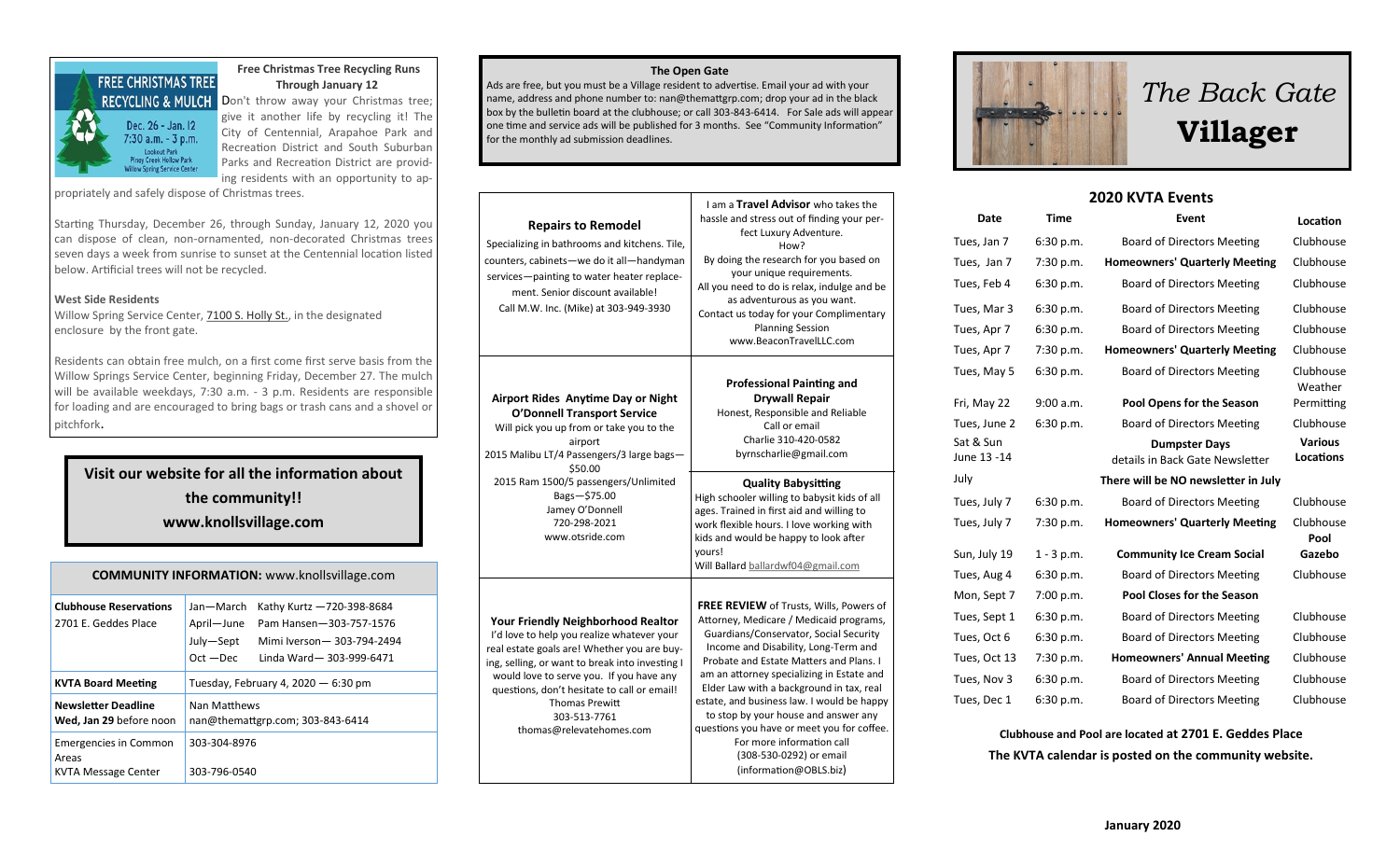## Free Christmas Tree Recycling Runs Through January 12

FREE CHRISTMAS TREE RECYCLING & MULCH
Dec. 26 - Jan. 12
7:30 a.m. - 3 p.m.
Lookout Park
Piney Creek Hollow Park
Willow Spring Service Center

Don't throw away your Christmas tree; give it another life by recycling it! The City of Centennial, Arapahoe Park and Recreation District and South Suburban Parks and Recreation District are providing residents with an opportunity to appropriately and safely dispose of Christmas trees.

Starting Thursday, December 26, through Sunday, January 12, 2020 you can dispose of clean, non-ornamented, non-decorated Christmas trees seven days a week from sunrise to sunset at the Centennial location listed below. Artificial trees will not be recycled.

**West Side Residents**

Willow Spring Service Center, 7100 S. Holly St., in the designated enclosure by the front gate.

Residents can obtain free mulch, on a first come first serve basis from the Willow Springs Service Center, beginning Friday, December 27. The mulch will be available weekdays, 7:30 a.m. - 3 p.m. Residents are responsible for loading and are encouraged to bring bags or trash cans and a shovel or pitchfork.

**Visit our website for all the information about the community!!**
**www.knollsvillage.com**

| **COMMUNITY INFORMATION:** www.knollsvillage.com | |
|---|---|
| **Clubhouse Reservations** 2701 E. Geddes Place | Jan—March Kathy Kurtz —720-398-8684<br>April—June Pam Hansen—303-757-1576<br>July—Sept Mimi Iverson— 303-794-2494<br>Oct —Dec Linda Ward— 303-999-6471 |
| **KVTA Board Meeting** | Tuesday, February 4, 2020 — 6:30 pm |
| **Newsletter Deadline** **Wed, Jan 29** before noon | Nan Matthews nan@themattgrp.com; 303-843-6414 |
| Emergencies in Common Areas | 303-304-8976 |
| KVTA Message Center | 303-796-0540 |

## The Open Gate

Ads are free, but you must be a Village resident to advertise. Email your ad with your name, address and phone number to: nan@themattgrp.com; drop your ad in the black box by the bulletin board at the clubhouse; or call 303-843-6414. For Sale ads will appear one time and service ads will be published for 3 months. See "Community Information" for the monthly ad submission deadlines.

**Repairs to Remodel**
Specializing in bathrooms and kitchens. Tile, counters, cabinets—we do it all—handyman services—painting to water heater replacement. Senior discount available!
Call M.W. Inc. (Mike) at 303-949-3930

I am a **Travel Advisor** who takes the hassle and stress out of finding your perfect Luxury Adventure.
How?
By doing the research for you based on your unique requirements.
All you need to do is relax, indulge and be as adventurous as you want.
Contact us today for your Complimentary Planning Session
www.BeaconTravelLLC.com

**Airport Rides Anytime Day or Night**
**O'Donnell Transport Service**
Will pick you up from or take you to the airport
2015 Malibu LT/4 Passengers/3 large bags—$50.00
2015 Ram 1500/5 passengers/Unlimited Bags—$75.00
Jamey O'Donnell
720-298-2021
www.otsride.com

**Professional Painting and Drywall Repair**
Honest, Responsible and Reliable
Call or email
Charlie 310-420-0582
byrnscharlie@gmail.com

**Quality Babysitting**
High schooler willing to babysit kids of all ages. Trained in first aid and willing to work flexible hours. I love working with kids and would be happy to look after yours!
Will Ballard ballardwf04@gmail.com

**Your Friendly Neighborhood Realtor**
I'd love to help you realize whatever your real estate goals are! Whether you are buying, selling, or want to break into investing I would love to serve you. If you have any questions, don't hesitate to call or email!
Thomas Prewitt
303-513-7761
thomas@relevatehomes.com

**FREE REVIEW** of Trusts, Wills, Powers of Attorney, Medicare / Medicaid programs, Guardians/Conservator, Social Security Income and Disability, Long-Term and Probate and Estate Matters and Plans. I am an attorney specializing in Estate and Elder Law with a background in tax, real estate, and business law. I would be happy to stop by your house and answer any questions you have or meet you for coffee. For more information call (308-530-0292) or email (information@OBLS.biz)

# *The Back Gate* Villager

## 2020 KVTA Events

| Date | Time | Event | Location |
|---|---|---|---|
| Tues, Jan 7 | 6:30 p.m. | Board of Directors Meeting | Clubhouse |
| Tues, Jan 7 | 7:30 p.m. | **Homeowners' Quarterly Meeting** | Clubhouse |
| Tues, Feb 4 | 6:30 p.m. | Board of Directors Meeting | Clubhouse |
| Tues, Mar 3 | 6:30 p.m. | Board of Directors Meeting | Clubhouse |
| Tues, Apr 7 | 6:30 p.m. | Board of Directors Meeting | Clubhouse |
| Tues, Apr 7 | 7:30 p.m. | **Homeowners' Quarterly Meeting** | Clubhouse |
| Tues, May 5 | 6:30 p.m. | Board of Directors Meeting | Clubhouse |
| Fri, May 22 | 9:00 a.m. | **Pool Opens for the Season** | Weather Permitting |
| Tues, June 2 | 6:30 p.m. | Board of Directors Meeting | Clubhouse |
| Sat & Sun June 13 -14 | | **Dumpster Days** details in Back Gate Newsletter | **Various Locations** |
| July | | **There will be NO newsletter in July** | |
| Tues, July 7 | 6:30 p.m. | Board of Directors Meeting | Clubhouse |
| Tues, July 7 | 7:30 p.m. | **Homeowners' Quarterly Meeting** | Clubhouse |
| Sun, July 19 | 1 - 3 p.m. | **Community Ice Cream Social** | **Pool Gazebo** |
| Tues, Aug 4 | 6:30 p.m. | Board of Directors Meeting | Clubhouse |
| Mon, Sept 7 | 7:00 p.m. | **Pool Closes for the Season** | |
| Tues, Sept 1 | 6:30 p.m. | Board of Directors Meeting | Clubhouse |
| Tues, Oct 6 | 6:30 p.m. | Board of Directors Meeting | Clubhouse |
| Tues, Oct 13 | 7:30 p.m. | **Homeowners' Annual Meeting** | Clubhouse |
| Tues, Nov 3 | 6:30 p.m. | Board of Directors Meeting | Clubhouse |
| Tues, Dec 1 | 6:30 p.m. | Board of Directors Meeting | Clubhouse |

**Clubhouse and Pool are located at 2701 E. Geddes Place**
**The KVTA calendar is posted on the community website.**

**January 2020**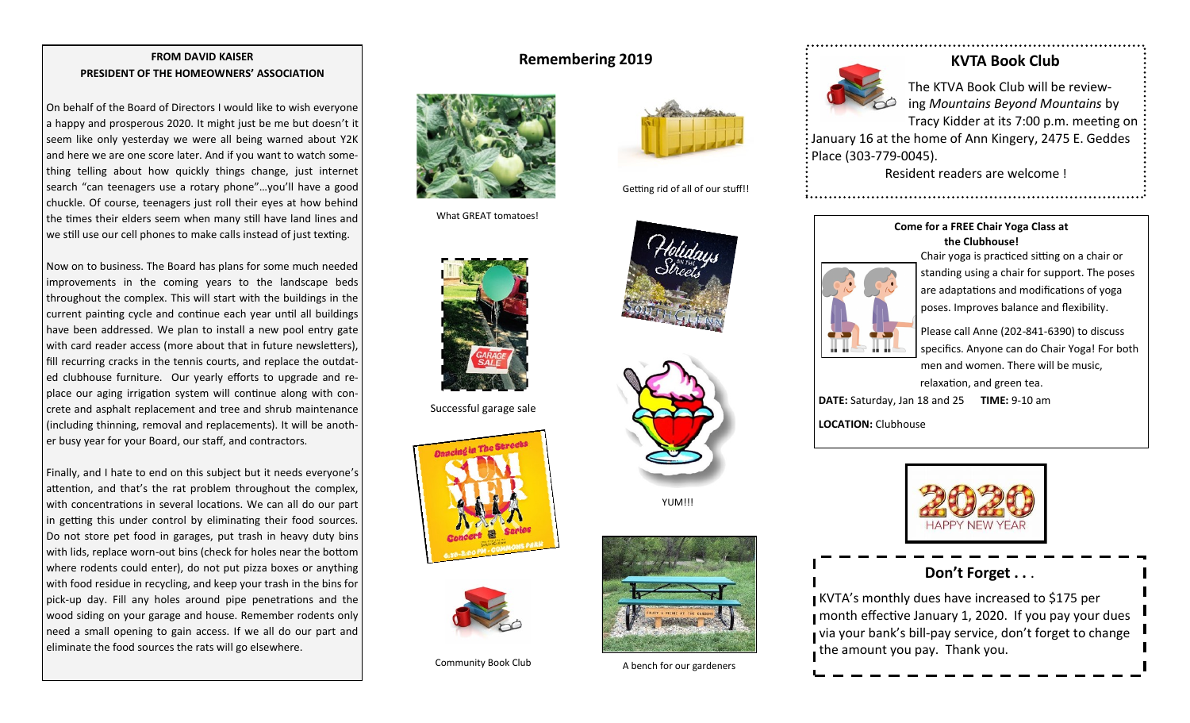**FROM DAVID KAISER**
**PRESIDENT OF THE HOMEOWNERS' ASSOCIATION**

On behalf of the Board of Directors I would like to wish everyone a happy and prosperous 2020. It might just be me but doesn't it seem like only yesterday we were all being warned about Y2K and here we are one score later. And if you want to watch something telling about how quickly things change, just internet search "can teenagers use a rotary phone"…you'll have a good chuckle. Of course, teenagers just roll their eyes at how behind the times their elders seem when many still have land lines and we still use our cell phones to make calls instead of just texting.

Now on to business. The Board has plans for some much needed improvements in the coming years to the landscape beds throughout the complex. This will start with the buildings in the current painting cycle and continue each year until all buildings have been addressed. We plan to install a new pool entry gate with card reader access (more about that in future newsletters), fill recurring cracks in the tennis courts, and replace the outdated clubhouse furniture. Our yearly efforts to upgrade and replace our aging irrigation system will continue along with concrete and asphalt replacement and tree and shrub maintenance (including thinning, removal and replacements). It will be another busy year for your Board, our staff, and contractors.

Finally, and I hate to end on this subject but it needs everyone's attention, and that's the rat problem throughout the complex, with concentrations in several locations. We can all do our part in getting this under control by eliminating their food sources. Do not store pet food in garages, put trash in heavy duty bins with lids, replace worn-out bins (check for holes near the bottom where rodents could enter), do not put pizza boxes or anything with food residue in recycling, and keep your trash in the bins for pick-up day. Fill any holes around pipe penetrations and the wood siding on your garage and house. Remember rodents only need a small opening to gain access. If we all do our part and eliminate the food sources the rats will go elsewhere.

## Remembering 2019

What GREAT tomatoes!

Getting rid of all of our stuff!!

Successful garage sale

YUM!!!

Community Book Club

A bench for our gardeners

## KVTA Book Club

The KVTA Book Club will be reviewing *Mountains Beyond Mountains* by Tracy Kidder at its 7:00 p.m. meeting on January 16 at the home of Ann Kingery, 2475 E. Geddes Place (303-779-0045).

Resident readers are welcome !

**Come for a FREE Chair Yoga Class at the Clubhouse!**

Chair yoga is practiced sitting on a chair or standing using a chair for support. The poses are adaptations and modifications of yoga poses. Improves balance and flexibility.

Please call Anne (202-841-6390) to discuss specifics. Anyone can do Chair Yoga! For both men and women. There will be music, relaxation, and green tea.

**DATE:** Saturday, Jan 18 and 25 **TIME:** 9-10 am

**LOCATION:** Clubhouse

2020 HAPPY NEW YEAR

## Don't Forget . . .

KVTA's monthly dues have increased to $175 per month effective January 1, 2020. If you pay your dues via your bank's bill-pay service, don't forget to change the amount you pay. Thank you.